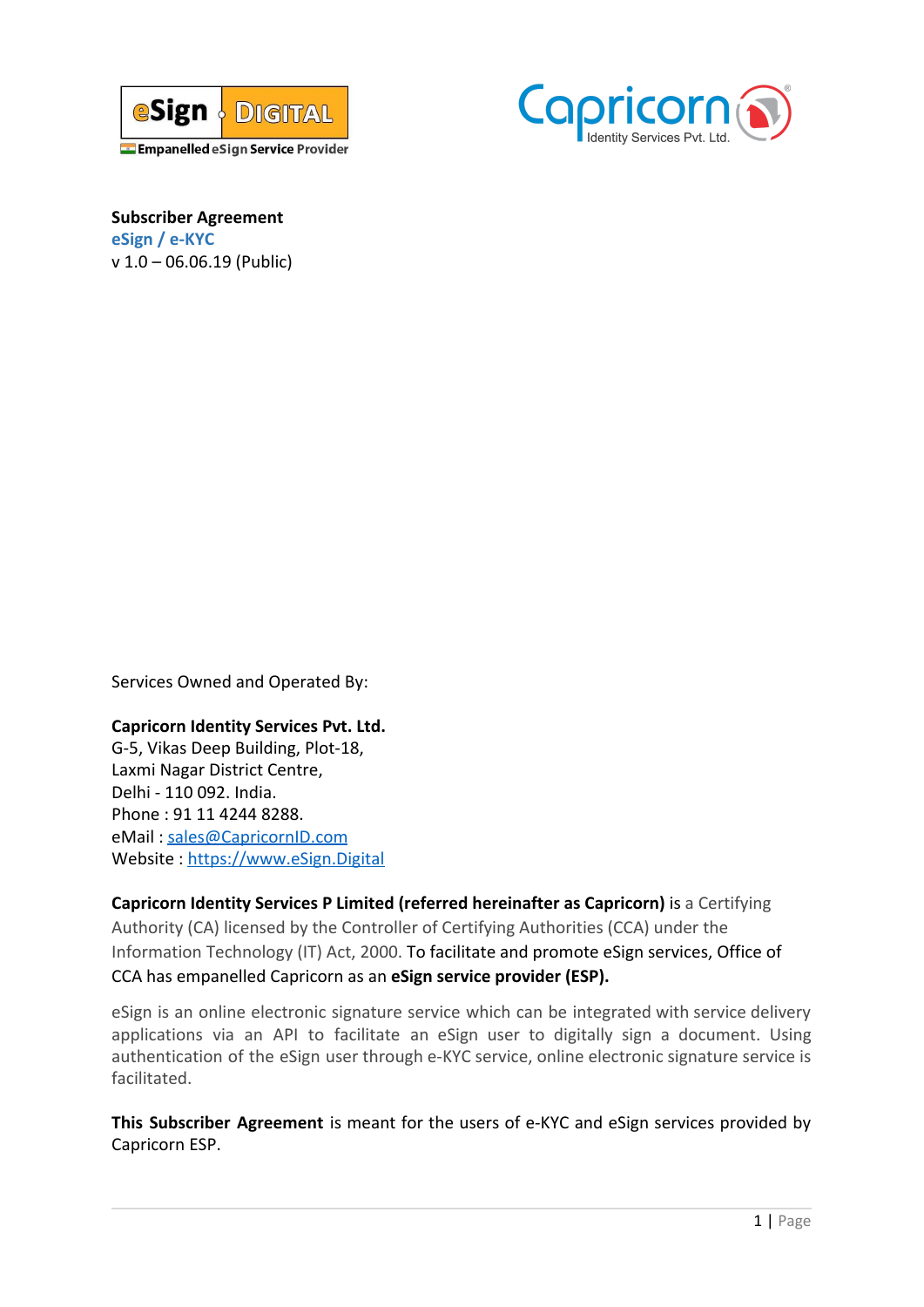eSign · DIGITAL
Empanelled eSign Service Provider

Capricorn
Identity Services Pvt. Ltd.

**Subscriber Agreement**
**eSign / e-KYC**
v 1.0 – 06.06.19 (Public)

Services Owned and Operated By:

**Capricorn Identity Services Pvt. Ltd.**
G-5, Vikas Deep Building, Plot-18,
Laxmi Nagar District Centre,
Delhi - 110 092. India.
Phone : 91 11 4244 8288.
eMail : sales@CapricornID.com
Website : https://www.eSign.Digital

**Capricorn Identity Services P Limited (referred hereinafter as Capricorn)** is a Certifying Authority (CA) licensed by the Controller of Certifying Authorities (CCA) under the Information Technology (IT) Act, 2000. To facilitate and promote eSign services, Office of CCA has empanelled Capricorn as an **eSign service provider (ESP).**

eSign is an online electronic signature service which can be integrated with service delivery applications via an API to facilitate an eSign user to digitally sign a document. Using authentication of the eSign user through e-KYC service, online electronic signature service is facilitated.

**This Subscriber Agreement** is meant for the users of e-KYC and eSign services provided by Capricorn ESP.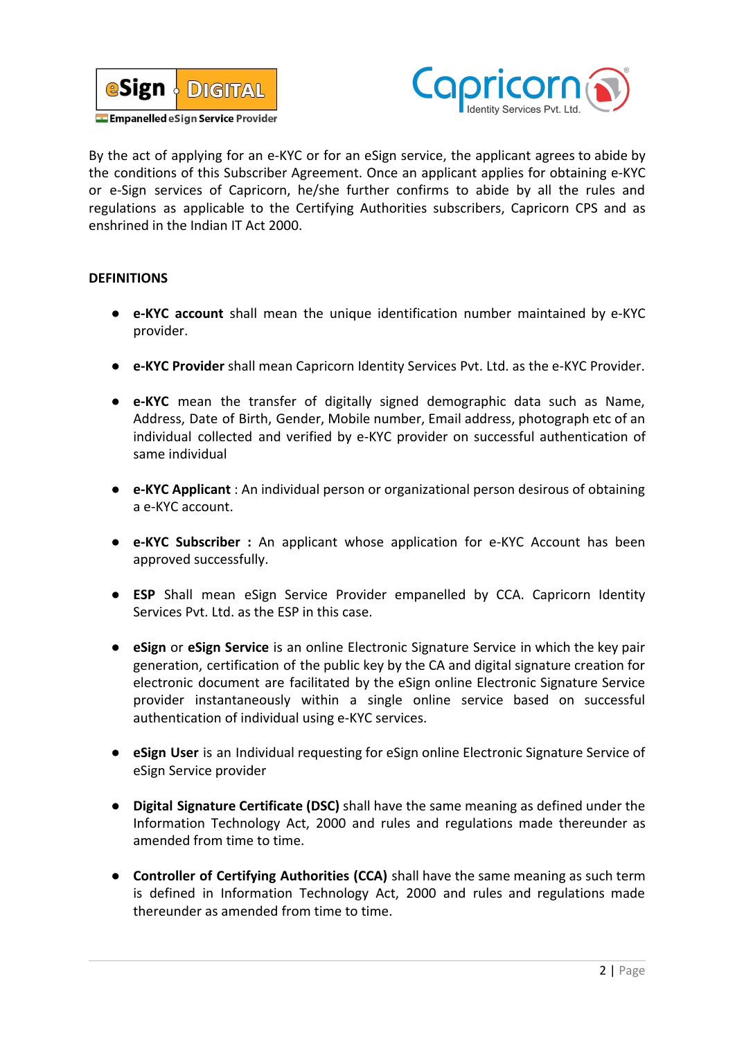By the act of applying for an e-KYC or for an eSign service, the applicant agrees to abide by the conditions of this Subscriber Agreement. Once an applicant applies for obtaining e-KYC or e-Sign services of Capricorn, he/she further confirms to abide by all the rules and regulations as applicable to the Certifying Authorities subscribers, Capricorn CPS and as enshrined in the Indian IT Act 2000.

**DEFINITIONS**

- **e-KYC account** shall mean the unique identification number maintained by e-KYC provider.
- **e-KYC Provider** shall mean Capricorn Identity Services Pvt. Ltd. as the e-KYC Provider.
- **e-KYC** mean the transfer of digitally signed demographic data such as Name, Address, Date of Birth, Gender, Mobile number, Email address, photograph etc of an individual collected and verified by e-KYC provider on successful authentication of same individual
- **e-KYC Applicant** : An individual person or organizational person desirous of obtaining a e-KYC account.
- **e-KYC Subscriber :** An applicant whose application for e-KYC Account has been approved successfully.
- **ESP** Shall mean eSign Service Provider empanelled by CCA. Capricorn Identity Services Pvt. Ltd. as the ESP in this case.
- **eSign** or **eSign Service** is an online Electronic Signature Service in which the key pair generation, certification of the public key by the CA and digital signature creation for electronic document are facilitated by the eSign online Electronic Signature Service provider instantaneously within a single online service based on successful authentication of individual using e-KYC services.
- **eSign User** is an Individual requesting for eSign online Electronic Signature Service of eSign Service provider
- **Digital Signature Certificate (DSC)** shall have the same meaning as defined under the Information Technology Act, 2000 and rules and regulations made thereunder as amended from time to time.
- **Controller of Certifying Authorities (CCA)** shall have the same meaning as such term is defined in Information Technology Act, 2000 and rules and regulations made thereunder as amended from time to time.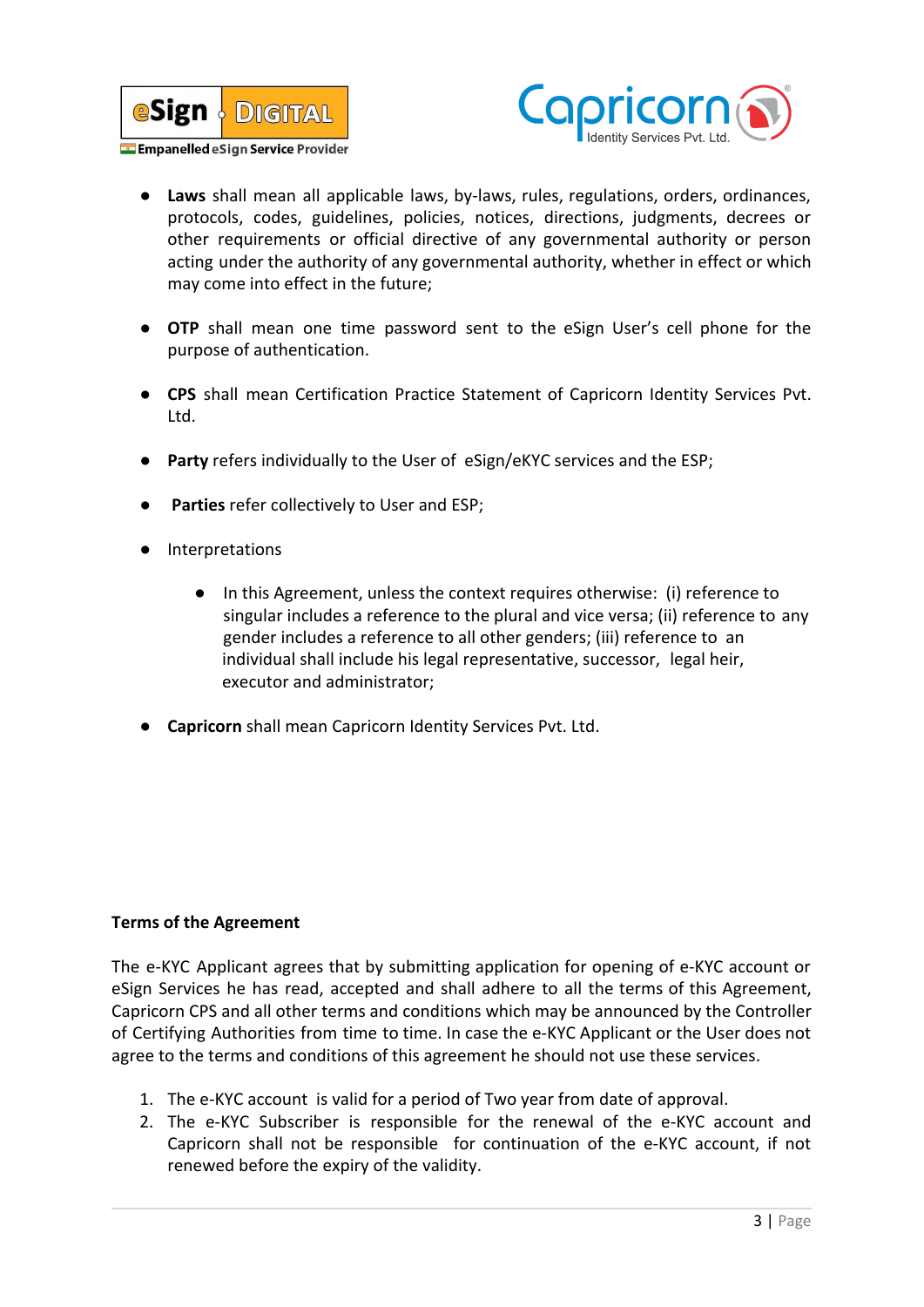- **Laws** shall mean all applicable laws, by-laws, rules, regulations, orders, ordinances, protocols, codes, guidelines, policies, notices, directions, judgments, decrees or other requirements or official directive of any governmental authority or person acting under the authority of any governmental authority, whether in effect or which may come into effect in the future;

- **OTP** shall mean one time password sent to the eSign User's cell phone for the purpose of authentication.

- **CPS** shall mean Certification Practice Statement of Capricorn Identity Services Pvt. Ltd.

- **Party** refers individually to the User of eSign/eKYC services and the ESP;

- **Parties** refer collectively to User and ESP;

- Interpretations

    - In this Agreement, unless the context requires otherwise: (i) reference to singular includes a reference to the plural and vice versa; (ii) reference to any gender includes a reference to all other genders; (iii) reference to an individual shall include his legal representative, successor, legal heir, executor and administrator;

- **Capricorn** shall mean Capricorn Identity Services Pvt. Ltd.

**Terms of the Agreement**

The e-KYC Applicant agrees that by submitting application for opening of e-KYC account or eSign Services he has read, accepted and shall adhere to all the terms of this Agreement, Capricorn CPS and all other terms and conditions which may be announced by the Controller of Certifying Authorities from time to time. In case the e-KYC Applicant or the User does not agree to the terms and conditions of this agreement he should not use these services.

1. The e-KYC account is valid for a period of Two year from date of approval.
2. The e-KYC Subscriber is responsible for the renewal of the e-KYC account and Capricorn shall not be responsible for continuation of the e-KYC account, if not renewed before the expiry of the validity.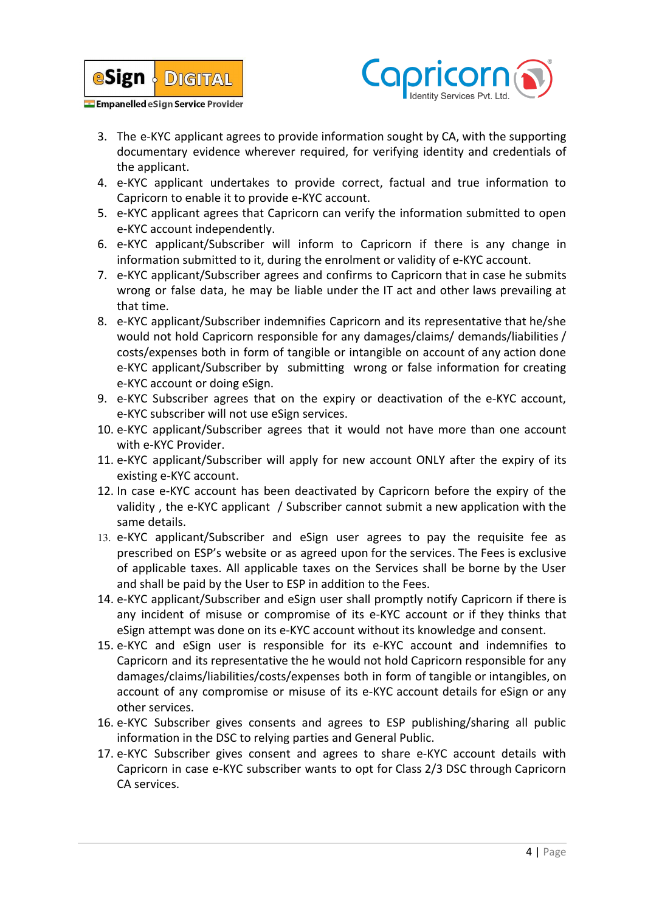3. The e-KYC applicant agrees to provide information sought by CA, with the supporting documentary evidence wherever required, for verifying identity and credentials of the applicant.
4. e-KYC applicant undertakes to provide correct, factual and true information to Capricorn to enable it to provide e-KYC account.
5. e-KYC applicant agrees that Capricorn can verify the information submitted to open e-KYC account independently.
6. e-KYC applicant/Subscriber will inform to Capricorn if there is any change in information submitted to it, during the enrolment or validity of e-KYC account.
7. e-KYC applicant/Subscriber agrees and confirms to Capricorn that in case he submits wrong or false data, he may be liable under the IT act and other laws prevailing at that time.
8. e-KYC applicant/Subscriber indemnifies Capricorn and its representative that he/she would not hold Capricorn responsible for any damages/claims/ demands/liabilities / costs/expenses both in form of tangible or intangible on account of any action done e-KYC applicant/Subscriber by submitting wrong or false information for creating e-KYC account or doing eSign.
9. e-KYC Subscriber agrees that on the expiry or deactivation of the e-KYC account, e-KYC subscriber will not use eSign services.
10. e-KYC applicant/Subscriber agrees that it would not have more than one account with e-KYC Provider.
11. e-KYC applicant/Subscriber will apply for new account ONLY after the expiry of its existing e-KYC account.
12. In case e-KYC account has been deactivated by Capricorn before the expiry of the validity , the e-KYC applicant / Subscriber cannot submit a new application with the same details.
13. e-KYC applicant/Subscriber and eSign user agrees to pay the requisite fee as prescribed on ESP's website or as agreed upon for the services. The Fees is exclusive of applicable taxes. All applicable taxes on the Services shall be borne by the User and shall be paid by the User to ESP in addition to the Fees.
14. e-KYC applicant/Subscriber and eSign user shall promptly notify Capricorn if there is any incident of misuse or compromise of its e-KYC account or if they thinks that eSign attempt was done on its e-KYC account without its knowledge and consent.
15. e-KYC and eSign user is responsible for its e-KYC account and indemnifies to Capricorn and its representative the he would not hold Capricorn responsible for any damages/claims/liabilities/costs/expenses both in form of tangible or intangibles, on account of any compromise or misuse of its e-KYC account details for eSign or any other services.
16. e-KYC Subscriber gives consents and agrees to ESP publishing/sharing all public information in the DSC to relying parties and General Public.
17. e-KYC Subscriber gives consent and agrees to share e-KYC account details with Capricorn in case e-KYC subscriber wants to opt for Class 2/3 DSC through Capricorn CA services.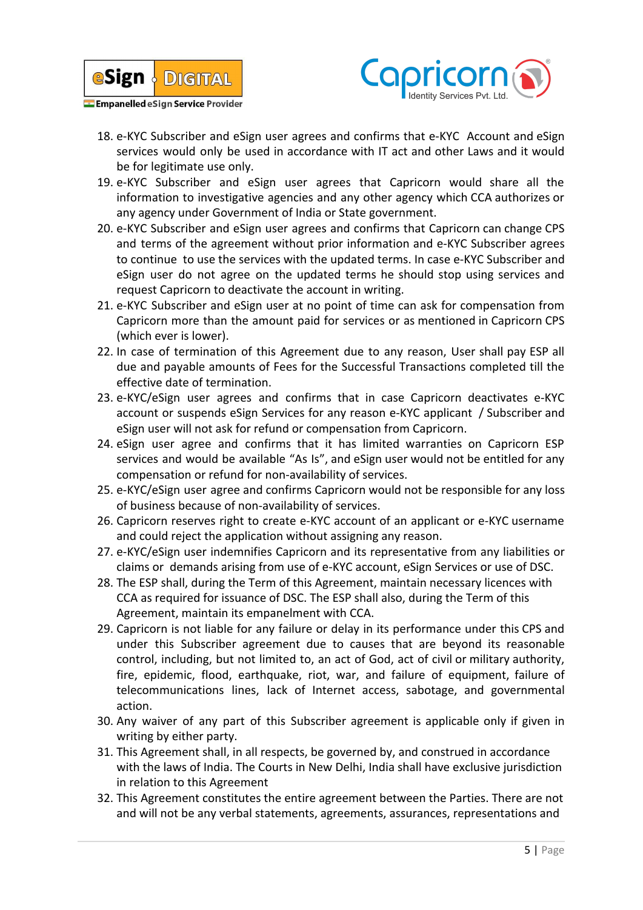18. e-KYC Subscriber and eSign user agrees and confirms that e-KYC Account and eSign services would only be used in accordance with IT act and other Laws and it would be for legitimate use only.
19. e-KYC Subscriber and eSign user agrees that Capricorn would share all the information to investigative agencies and any other agency which CCA authorizes or any agency under Government of India or State government.
20. e-KYC Subscriber and eSign user agrees and confirms that Capricorn can change CPS and terms of the agreement without prior information and e-KYC Subscriber agrees to continue to use the services with the updated terms. In case e-KYC Subscriber and eSign user do not agree on the updated terms he should stop using services and request Capricorn to deactivate the account in writing.
21. e-KYC Subscriber and eSign user at no point of time can ask for compensation from Capricorn more than the amount paid for services or as mentioned in Capricorn CPS (which ever is lower).
22. In case of termination of this Agreement due to any reason, User shall pay ESP all due and payable amounts of Fees for the Successful Transactions completed till the effective date of termination.
23. e-KYC/eSign user agrees and confirms that in case Capricorn deactivates e-KYC account or suspends eSign Services for any reason e-KYC applicant / Subscriber and eSign user will not ask for refund or compensation from Capricorn.
24. eSign user agree and confirms that it has limited warranties on Capricorn ESP services and would be available "As Is", and eSign user would not be entitled for any compensation or refund for non-availability of services.
25. e-KYC/eSign user agree and confirms Capricorn would not be responsible for any loss of business because of non-availability of services.
26. Capricorn reserves right to create e-KYC account of an applicant or e-KYC username and could reject the application without assigning any reason.
27. e-KYC/eSign user indemnifies Capricorn and its representative from any liabilities or claims or demands arising from use of e-KYC account, eSign Services or use of DSC.
28. The ESP shall, during the Term of this Agreement, maintain necessary licences with CCA as required for issuance of DSC. The ESP shall also, during the Term of this Agreement, maintain its empanelment with CCA.
29. Capricorn is not liable for any failure or delay in its performance under this CPS and under this Subscriber agreement due to causes that are beyond its reasonable control, including, but not limited to, an act of God, act of civil or military authority, fire, epidemic, flood, earthquake, riot, war, and failure of equipment, failure of telecommunications lines, lack of Internet access, sabotage, and governmental action.
30. Any waiver of any part of this Subscriber agreement is applicable only if given in writing by either party.
31. This Agreement shall, in all respects, be governed by, and construed in accordance with the laws of India. The Courts in New Delhi, India shall have exclusive jurisdiction in relation to this Agreement
32. This Agreement constitutes the entire agreement between the Parties. There are not and will not be any verbal statements, agreements, assurances, representations and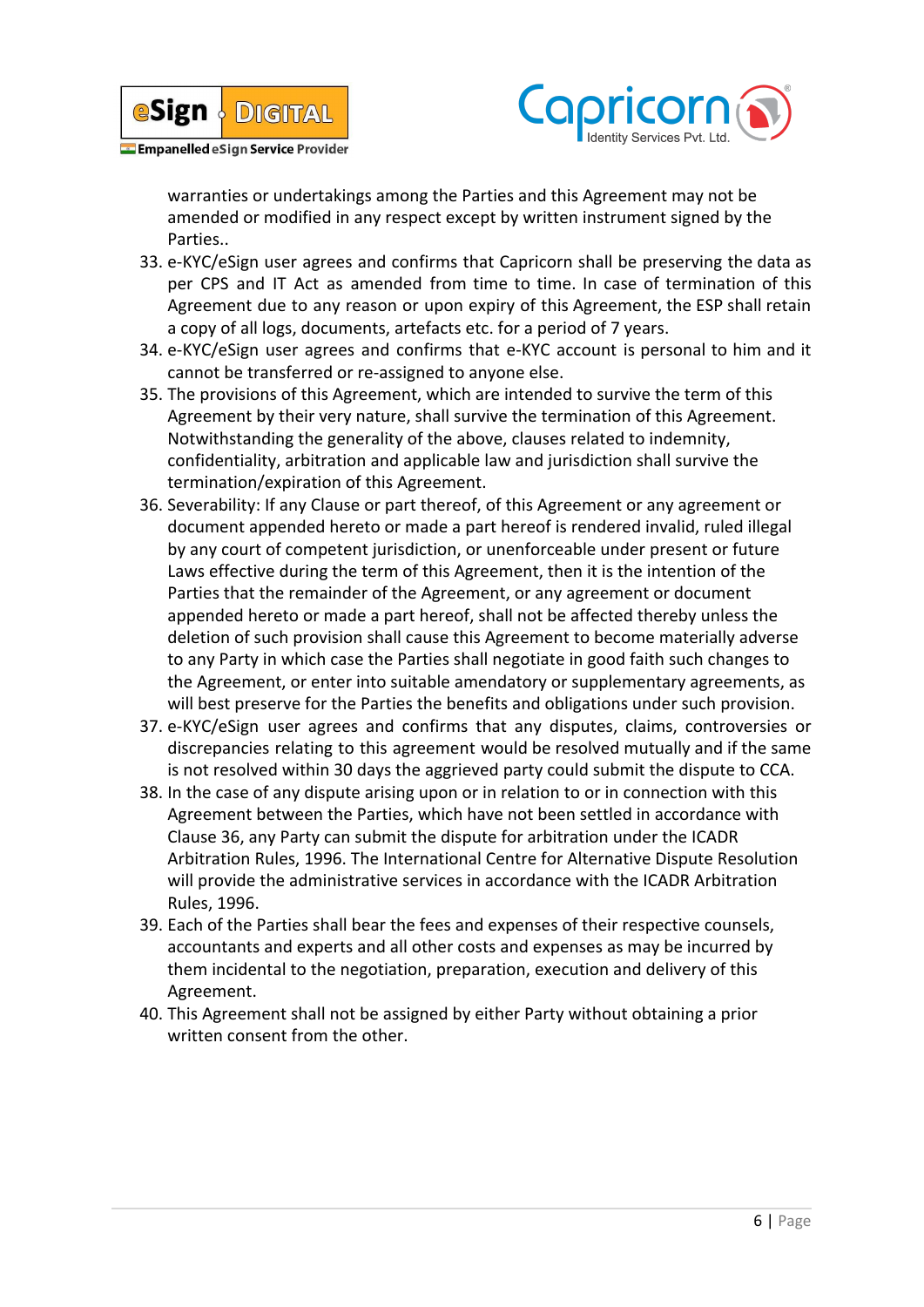warranties or undertakings among the Parties and this Agreement may not be amended or modified in any respect except by written instrument signed by the Parties..

33. e-KYC/eSign user agrees and confirms that Capricorn shall be preserving the data as per CPS and IT Act as amended from time to time. In case of termination of this Agreement due to any reason or upon expiry of this Agreement, the ESP shall retain a copy of all logs, documents, artefacts etc. for a period of 7 years.
34. e-KYC/eSign user agrees and confirms that e-KYC account is personal to him and it cannot be transferred or re-assigned to anyone else.
35. The provisions of this Agreement, which are intended to survive the term of this Agreement by their very nature, shall survive the termination of this Agreement. Notwithstanding the generality of the above, clauses related to indemnity, confidentiality, arbitration and applicable law and jurisdiction shall survive the termination/expiration of this Agreement.
36. Severability: If any Clause or part thereof, of this Agreement or any agreement or document appended hereto or made a part hereof is rendered invalid, ruled illegal by any court of competent jurisdiction, or unenforceable under present or future Laws effective during the term of this Agreement, then it is the intention of the Parties that the remainder of the Agreement, or any agreement or document appended hereto or made a part hereof, shall not be affected thereby unless the deletion of such provision shall cause this Agreement to become materially adverse to any Party in which case the Parties shall negotiate in good faith such changes to the Agreement, or enter into suitable amendatory or supplementary agreements, as will best preserve for the Parties the benefits and obligations under such provision.
37. e-KYC/eSign user agrees and confirms that any disputes, claims, controversies or discrepancies relating to this agreement would be resolved mutually and if the same is not resolved within 30 days the aggrieved party could submit the dispute to CCA.
38. In the case of any dispute arising upon or in relation to or in connection with this Agreement between the Parties, which have not been settled in accordance with Clause 36, any Party can submit the dispute for arbitration under the ICADR Arbitration Rules, 1996. The International Centre for Alternative Dispute Resolution will provide the administrative services in accordance with the ICADR Arbitration Rules, 1996.
39. Each of the Parties shall bear the fees and expenses of their respective counsels, accountants and experts and all other costs and expenses as may be incurred by them incidental to the negotiation, preparation, execution and delivery of this Agreement.
40. This Agreement shall not be assigned by either Party without obtaining a prior written consent from the other.